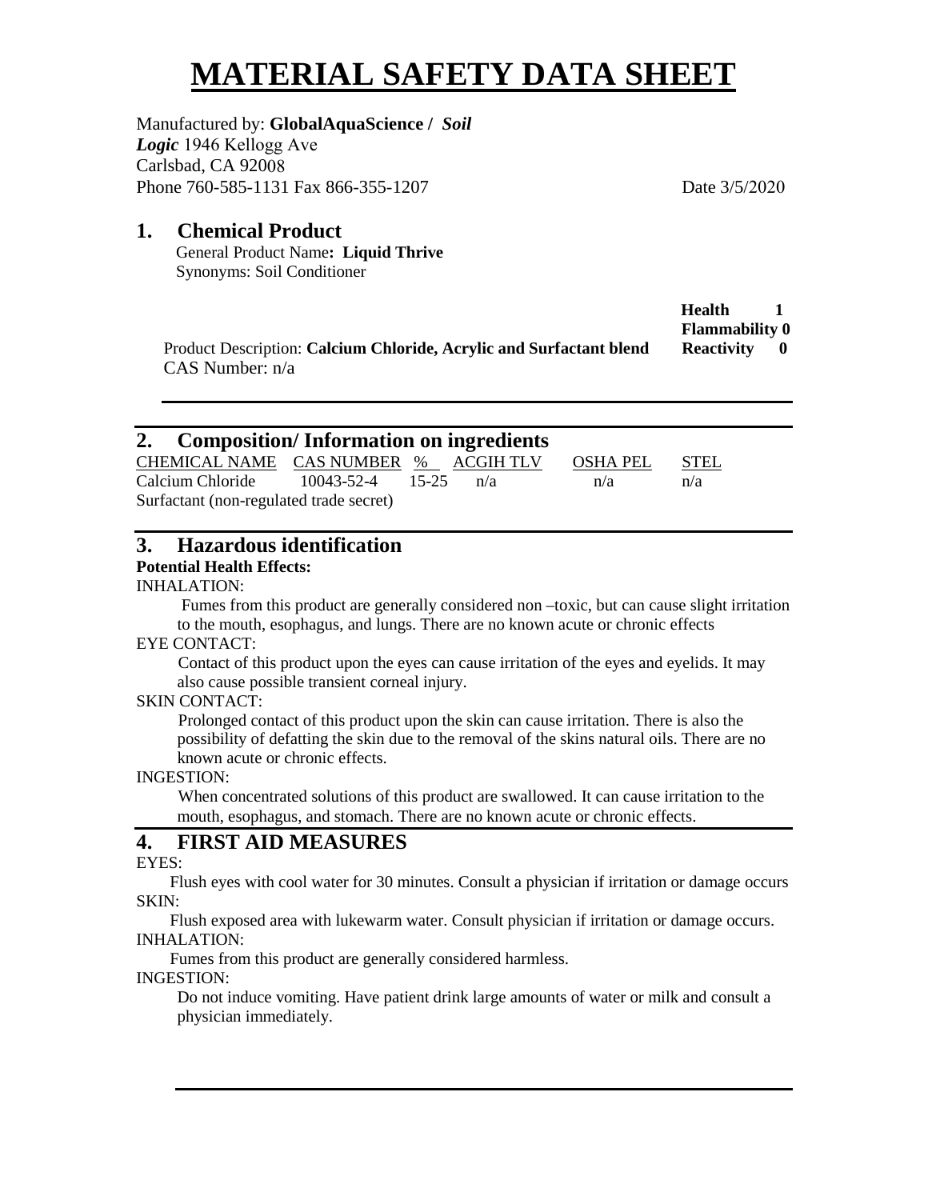# MATERIAL SAFETY DATA SHEET

Manufactured by: **GlobalAquaScience /** ***Soil Logic*** 1946 Kellogg Ave
Carlsbad, CA 92008
Phone 760-585-1131 Fax 866-355-1207 Date 3/5/2020

## 1. Chemical Product

General Product Name**: Liquid Thrive**
Synonyms: Soil Conditioner

**Health 1**
**Flammability 0**
**Reactivity 0**

Product Description: **Calcium Chloride, Acrylic and Surfactant blend**
CAS Number: n/a

## 2. Composition/ Information on ingredients

| CHEMICAL NAME | CAS NUMBER | % | ACGIH TLV | OSHA PEL | STEL |
|---|---|---|---|---|---|
| Calcium Chloride | 10043-52-4 | 15-25 | n/a | n/a | n/a |
| Surfactant (non-regulated trade secret) | | | | | |

## 3. Hazardous identification

**Potential Health Effects:**

INHALATION:

Fumes from this product are generally considered non –toxic, but can cause slight irritation to the mouth, esophagus, and lungs. There are no known acute or chronic effects

EYE CONTACT:

Contact of this product upon the eyes can cause irritation of the eyes and eyelids. It may also cause possible transient corneal injury.

SKIN CONTACT:

Prolonged contact of this product upon the skin can cause irritation. There is also the possibility of defatting the skin due to the removal of the skins natural oils. There are no known acute or chronic effects.

INGESTION:

When concentrated solutions of this product are swallowed. It can cause irritation to the mouth, esophagus, and stomach. There are no known acute or chronic effects.

## 4. FIRST AID MEASURES

EYES:

Flush eyes with cool water for 30 minutes. Consult a physician if irritation or damage occurs

SKIN:

Flush exposed area with lukewarm water. Consult physician if irritation or damage occurs.

INHALATION:

Fumes from this product are generally considered harmless.

INGESTION:

Do not induce vomiting. Have patient drink large amounts of water or milk and consult a physician immediately.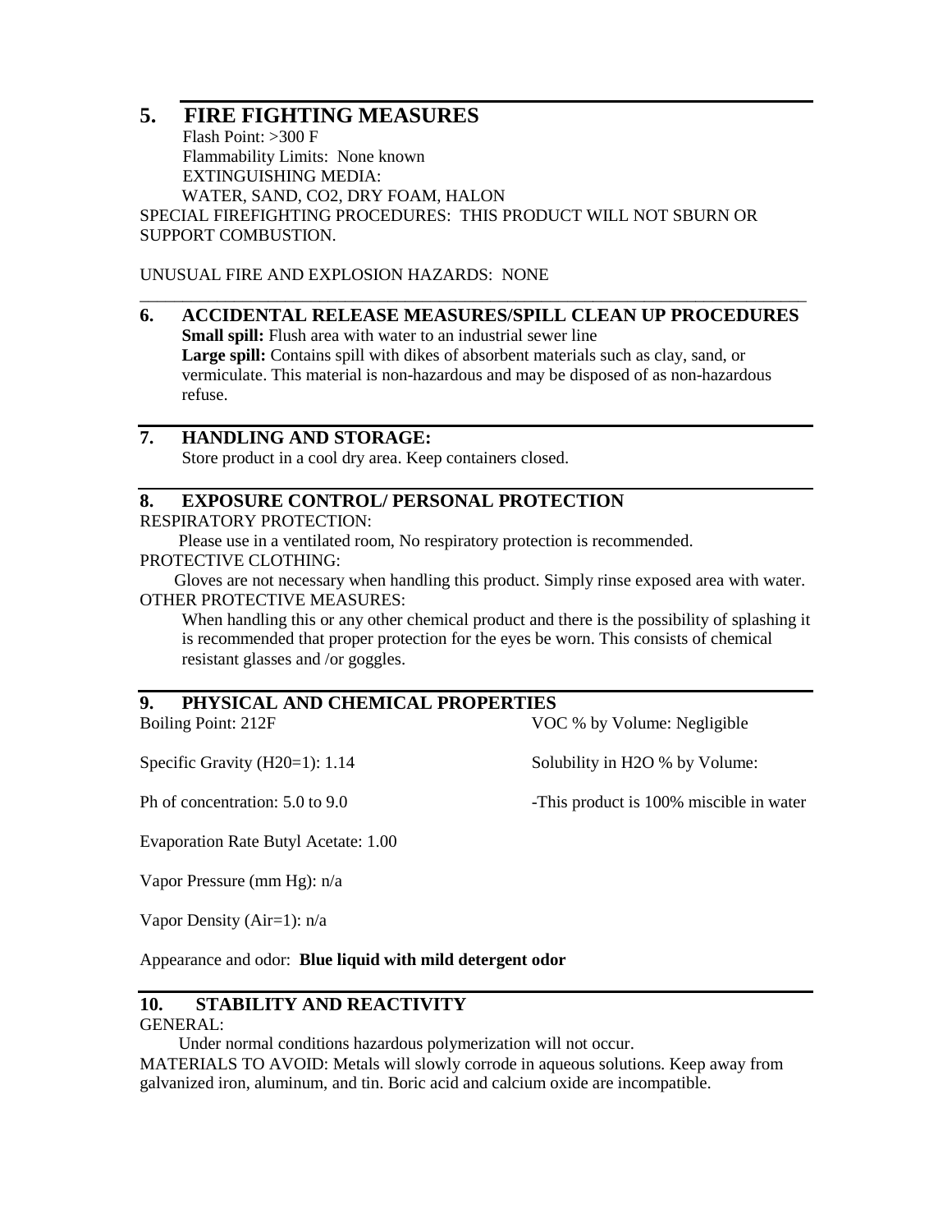## 5. FIRE FIGHTING MEASURES

Flash Point: >300 F

Flammability Limits: None known

EXTINGUISHING MEDIA:

WATER, SAND, CO2, DRY FOAM, HALON

SPECIAL FIREFIGHTING PROCEDURES: THIS PRODUCT WILL NOT SBURN OR SUPPORT COMBUSTION.

UNUSUAL FIRE AND EXPLOSION HAZARDS: NONE

## 6. ACCIDENTAL RELEASE MEASURES/SPILL CLEAN UP PROCEDURES

**Small spill:** Flush area with water to an industrial sewer line

**Large spill:** Contains spill with dikes of absorbent materials such as clay, sand, or vermiculate. This material is non-hazardous and may be disposed of as non-hazardous refuse.

## 7. HANDLING AND STORAGE:

Store product in a cool dry area. Keep containers closed.

## 8. EXPOSURE CONTROL/ PERSONAL PROTECTION

RESPIRATORY PROTECTION:

Please use in a ventilated room, No respiratory protection is recommended.

PROTECTIVE CLOTHING:

Gloves are not necessary when handling this product. Simply rinse exposed area with water.

OTHER PROTECTIVE MEASURES:

When handling this or any other chemical product and there is the possibility of splashing it is recommended that proper protection for the eyes be worn. This consists of chemical resistant glasses and /or goggles.

## 9. PHYSICAL AND CHEMICAL PROPERTIES

Boiling Point: 212F

Specific Gravity (H20=1): 1.14

Ph of concentration: 5.0 to 9.0

Evaporation Rate Butyl Acetate: 1.00

Vapor Pressure (mm Hg): n/a

Vapor Density (Air=1): n/a

VOC % by Volume: Negligible

Solubility in H2O % by Volume:

-This product is 100% miscible in water

Appearance and odor: **Blue liquid with mild detergent odor**

## 10. STABILITY AND REACTIVITY

GENERAL:

Under normal conditions hazardous polymerization will not occur.

MATERIALS TO AVOID: Metals will slowly corrode in aqueous solutions. Keep away from galvanized iron, aluminum, and tin. Boric acid and calcium oxide are incompatible.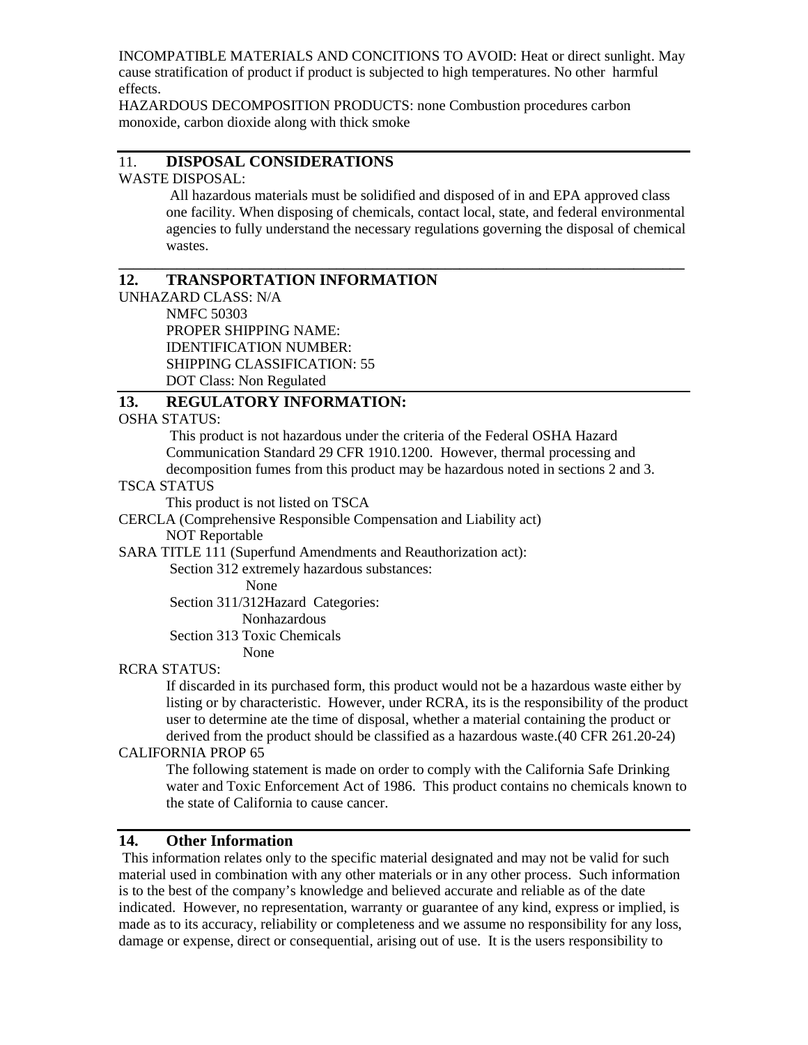INCOMPATIBLE MATERIALS AND CONCITIONS TO AVOID: Heat or direct sunlight. May cause stratification of product if product is subjected to high temperatures. No other harmful effects.

HAZARDOUS DECOMPOSITION PRODUCTS: none Combustion procedures carbon monoxide, carbon dioxide along with thick smoke

## 11. DISPOSAL CONSIDERATIONS

WASTE DISPOSAL:

All hazardous materials must be solidified and disposed of in and EPA approved class one facility. When disposing of chemicals, contact local, state, and federal environmental agencies to fully understand the necessary regulations governing the disposal of chemical wastes.

## 12. TRANSPORTATION INFORMATION

UNHAZARD CLASS: N/A

NMFC 50303

PROPER SHIPPING NAME:

IDENTIFICATION NUMBER:

SHIPPING CLASSIFICATION: 55

DOT Class: Non Regulated

## 13. REGULATORY INFORMATION:

OSHA STATUS:

This product is not hazardous under the criteria of the Federal OSHA Hazard Communication Standard 29 CFR 1910.1200. However, thermal processing and decomposition fumes from this product may be hazardous noted in sections 2 and 3.

TSCA STATUS

This product is not listed on TSCA

CERCLA (Comprehensive Responsible Compensation and Liability act)

NOT Reportable

SARA TITLE 111 (Superfund Amendments and Reauthorization act):

Section 312 extremely hazardous substances:

None

Section 311/312Hazard Categories:

Nonhazardous

Section 313 Toxic Chemicals

None

RCRA STATUS:

If discarded in its purchased form, this product would not be a hazardous waste either by listing or by characteristic. However, under RCRA, its is the responsibility of the product user to determine ate the time of disposal, whether a material containing the product or derived from the product should be classified as a hazardous waste.(40 CFR 261.20-24)

CALIFORNIA PROP 65

The following statement is made on order to comply with the California Safe Drinking water and Toxic Enforcement Act of 1986. This product contains no chemicals known to the state of California to cause cancer.

## 14. Other Information

This information relates only to the specific material designated and may not be valid for such material used in combination with any other materials or in any other process. Such information is to the best of the company's knowledge and believed accurate and reliable as of the date indicated. However, no representation, warranty or guarantee of any kind, express or implied, is made as to its accuracy, reliability or completeness and we assume no responsibility for any loss, damage or expense, direct or consequential, arising out of use. It is the users responsibility to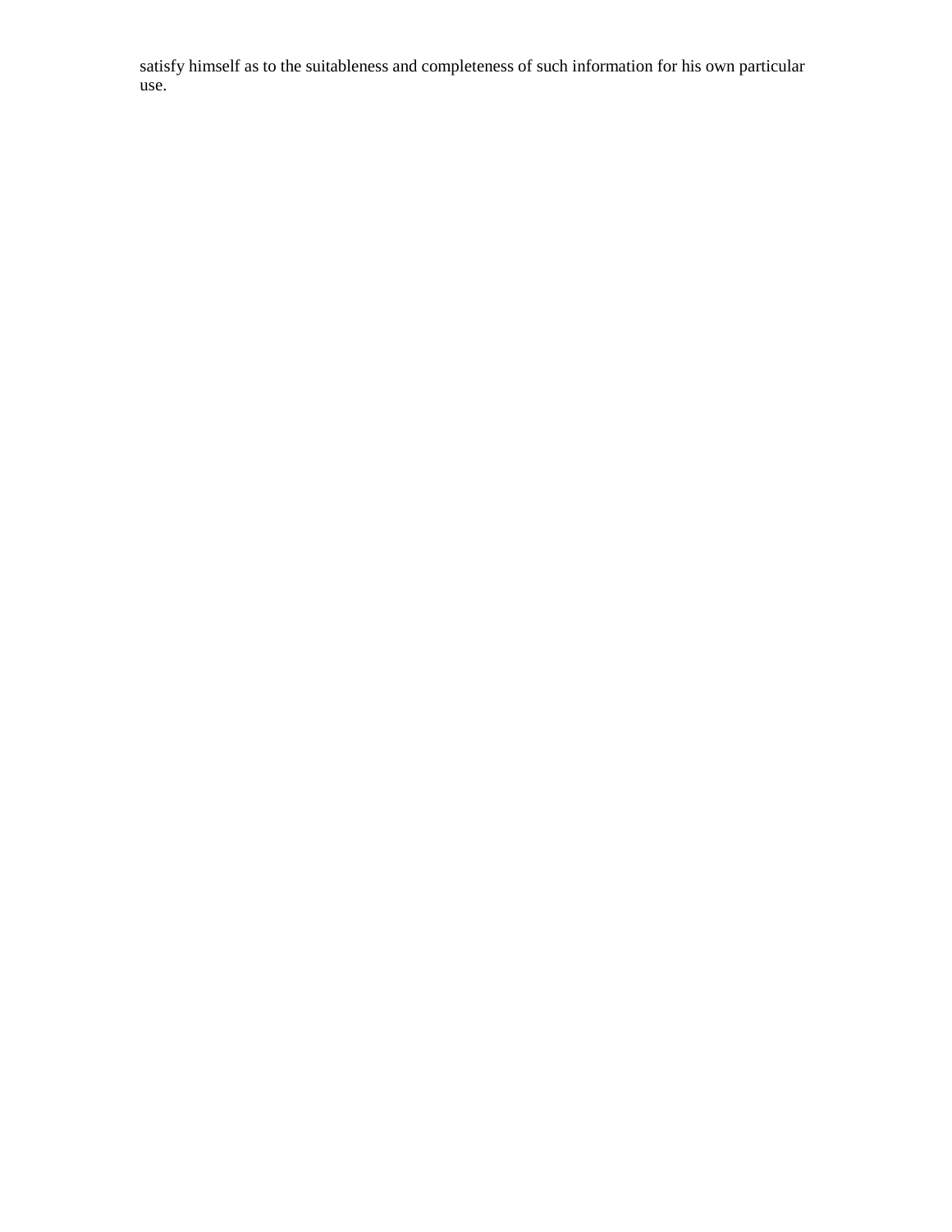satisfy himself as to the suitableness and completeness of such information for his own particular use.